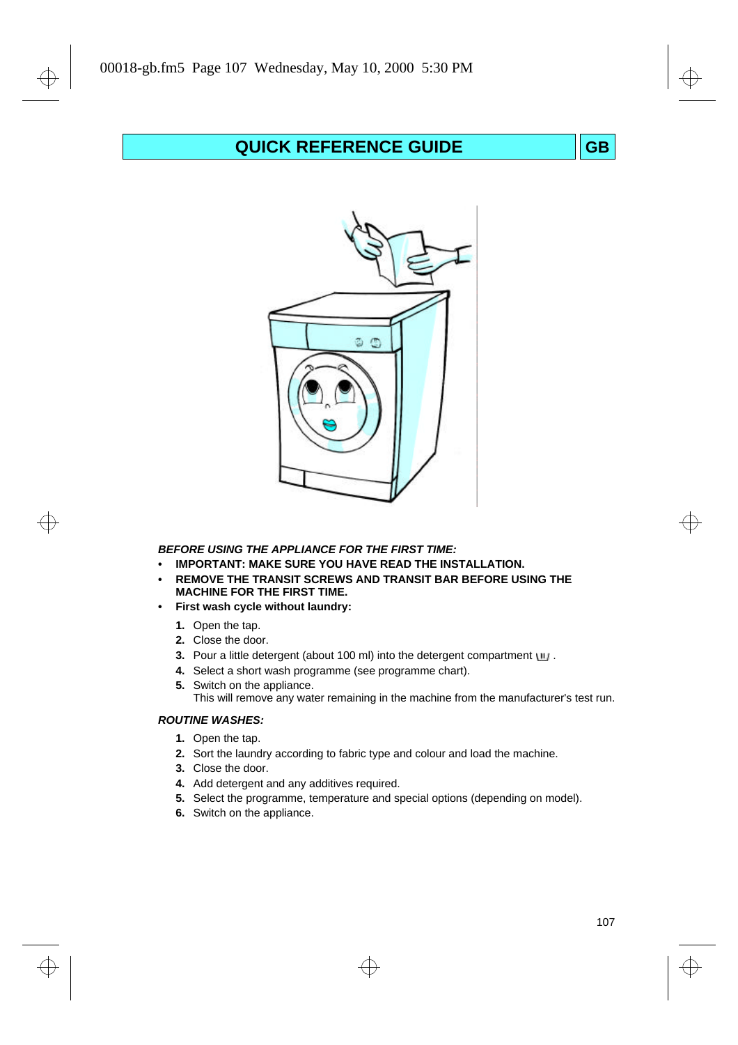# QUICK REFERENCE GUIDE

GB

***BEFORE USING THE APPLIANCE FOR THE FIRST TIME:***

- **IMPORTANT: MAKE SURE YOU HAVE READ THE INSTALLATION.**
- **REMOVE THE TRANSIT SCREWS AND TRANSIT BAR BEFORE USING THE MACHINE FOR THE FIRST TIME.**
- **First wash cycle without laundry:**

  1. Open the tap.
  2. Close the door.
  3. Pour a little detergent (about 100 ml) into the detergent compartment II .
  4. Select a short wash programme (see programme chart).
  5. Switch on the appliance.
     This will remove any water remaining in the machine from the manufacturer's test run.

***ROUTINE WASHES:***

1. Open the tap.
2. Sort the laundry according to fabric type and colour and load the machine.
3. Close the door.
4. Add detergent and any additives required.
5. Select the programme, temperature and special options (depending on model).
6. Switch on the appliance.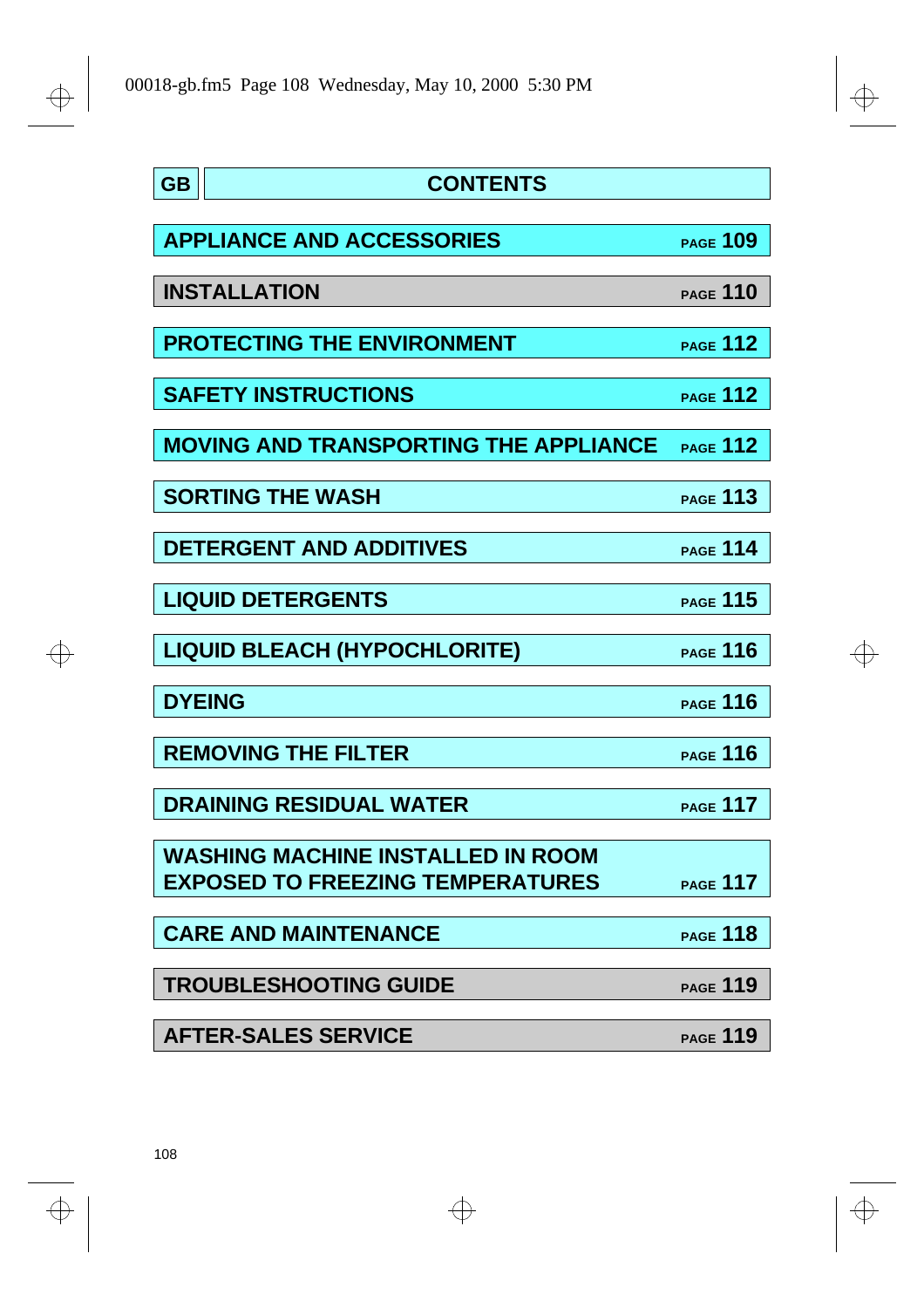# GB CONTENTS

| | |
|---|---|
| **APPLIANCE AND ACCESSORIES** | PAGE **109** |
| **INSTALLATION** | PAGE **110** |
| **PROTECTING THE ENVIRONMENT** | PAGE **112** |
| **SAFETY INSTRUCTIONS** | PAGE **112** |
| **MOVING AND TRANSPORTING THE APPLIANCE** | PAGE **112** |
| **SORTING THE WASH** | PAGE **113** |
| **DETERGENT AND ADDITIVES** | PAGE **114** |
| **LIQUID DETERGENTS** | PAGE **115** |
| **LIQUID BLEACH (HYPOCHLORITE)** | PAGE **116** |
| **DYEING** | PAGE **116** |
| **REMOVING THE FILTER** | PAGE **116** |
| **DRAINING RESIDUAL WATER** | PAGE **117** |
| **WASHING MACHINE INSTALLED IN ROOM EXPOSED TO FREEZING TEMPERATURES** | PAGE **117** |
| **CARE AND MAINTENANCE** | PAGE **118** |
| **TROUBLESHOOTING GUIDE** | PAGE **119** |
| **AFTER-SALES SERVICE** | PAGE **119** |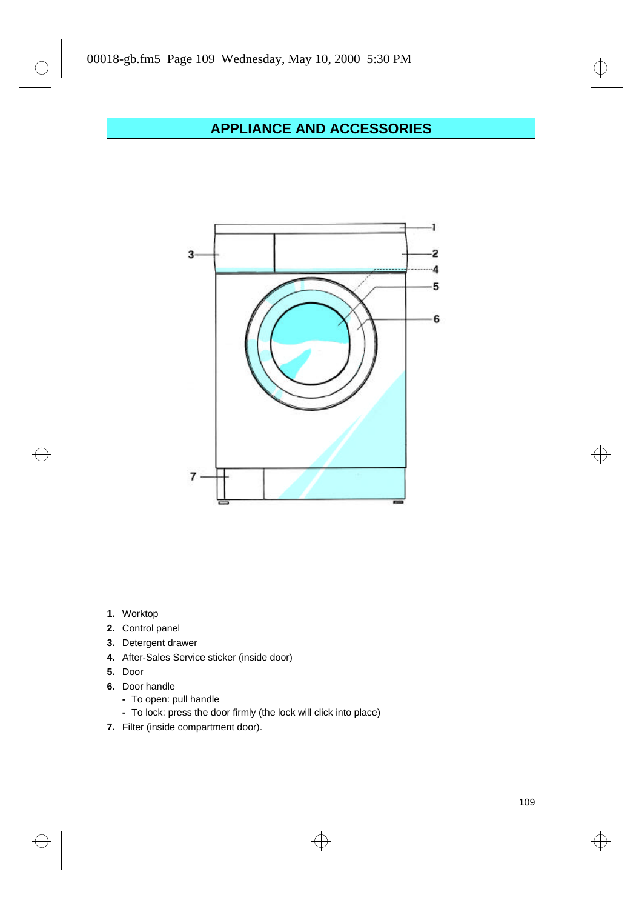# APPLIANCE AND ACCESSORIES

1. Worktop
2. Control panel
3. Detergent drawer
4. After-Sales Service sticker (inside door)
5. Door
6. Door handle
   - To open: pull handle
   - To lock: press the door firmly (the lock will click into place)
7. Filter (inside compartment door).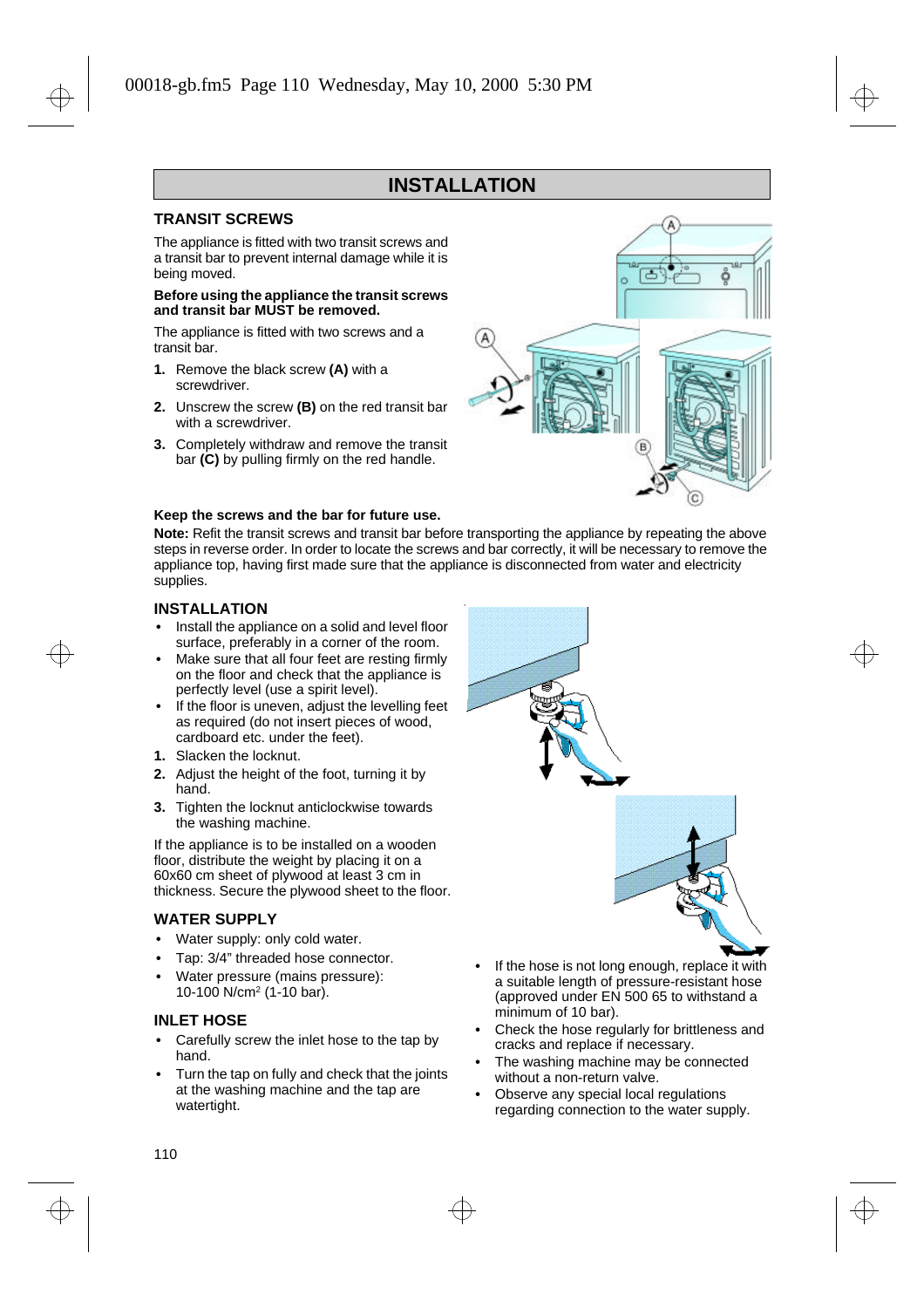# INSTALLATION

## TRANSIT SCREWS

The appliance is fitted with two transit screws and a transit bar to prevent internal damage while it is being moved.

**Before using the appliance the transit screws and transit bar MUST be removed.**

The appliance is fitted with two screws and a transit bar.

1. Remove the black screw **(A)** with a screwdriver.
2. Unscrew the screw **(B)** on the red transit bar with a screwdriver.
3. Completely withdraw and remove the transit bar **(C)** by pulling firmly on the red handle.

**Keep the screws and the bar for future use.**

**Note:** Refit the transit screws and transit bar before transporting the appliance by repeating the above steps in reverse order. In order to locate the screws and bar correctly, it will be necessary to remove the appliance top, having first made sure that the appliance is disconnected from water and electricity supplies.

## INSTALLATION

- Install the appliance on a solid and level floor surface, preferably in a corner of the room.
- Make sure that all four feet are resting firmly on the floor and check that the appliance is perfectly level (use a spirit level).
- If the floor is uneven, adjust the levelling feet as required (do not insert pieces of wood, cardboard etc. under the feet).

1. Slacken the locknut.
2. Adjust the height of the foot, turning it by hand.
3. Tighten the locknut anticlockwise towards the washing machine.

If the appliance is to be installed on a wooden floor, distribute the weight by placing it on a 60x60 cm sheet of plywood at least 3 cm in thickness. Secure the plywood sheet to the floor.

## WATER SUPPLY

- Water supply: only cold water.
- Tap: 3/4" threaded hose connector.
- Water pressure (mains pressure): 10-100 N/cm$^2$ (1-10 bar).

## INLET HOSE

- Carefully screw the inlet hose to the tap by hand.
- Turn the tap on fully and check that the joints at the washing machine and the tap are watertight.
- If the hose is not long enough, replace it with a suitable length of pressure-resistant hose (approved under EN 500 65 to withstand a minimum of 10 bar).
- Check the hose regularly for brittleness and cracks and replace if necessary.
- The washing machine may be connected without a non-return valve.
- Observe any special local regulations regarding connection to the water supply.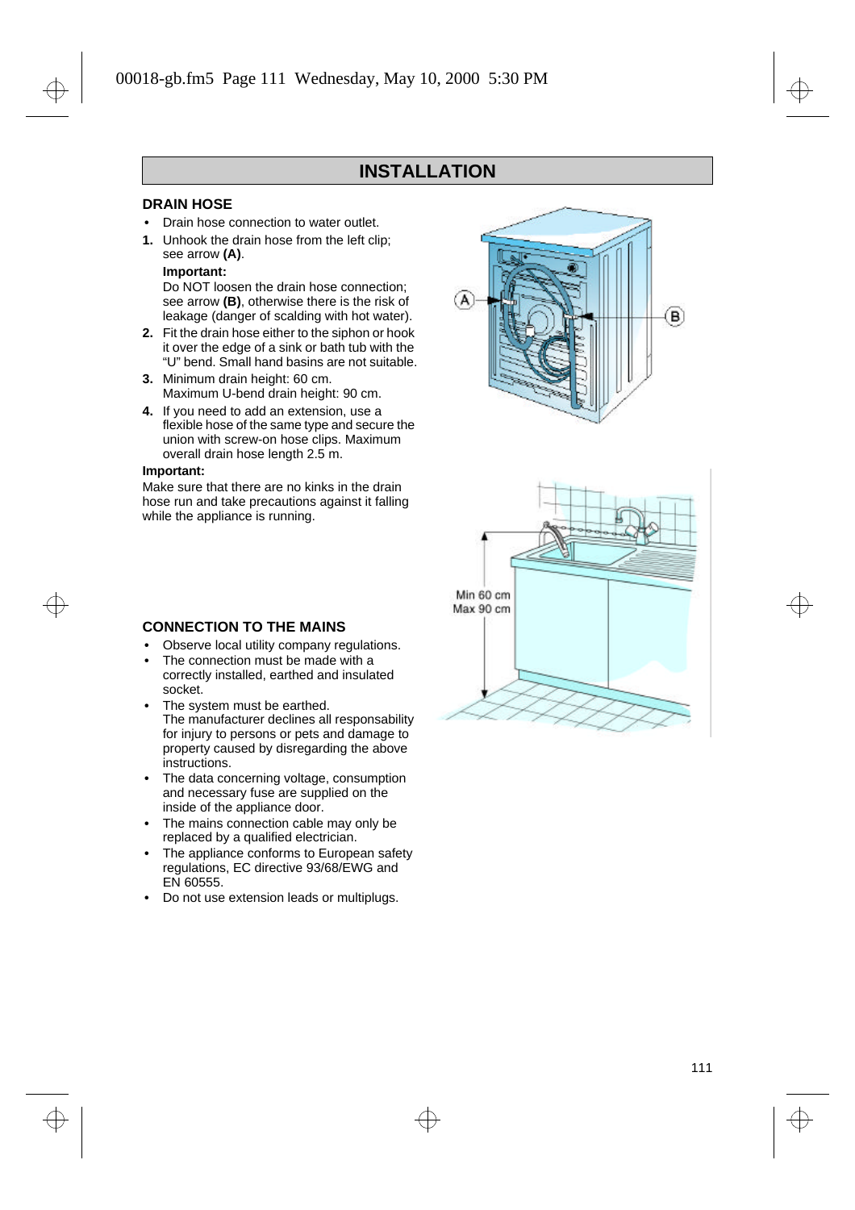# INSTALLATION

## DRAIN HOSE

- Drain hose connection to water outlet.

1. Unhook the drain hose from the left clip; see arrow **(A)**.

   **Important:**
   Do NOT loosen the drain hose connection; see arrow **(B)**, otherwise there is the risk of leakage (danger of scalding with hot water).
2. Fit the drain hose either to the siphon or hook it over the edge of a sink or bath tub with the "U" bend. Small hand basins are not suitable.
3. Minimum drain height: 60 cm.
   Maximum U-bend drain height: 90 cm.
4. If you need to add an extension, use a flexible hose of the same type and secure the union with screw-on hose clips. Maximum overall drain hose length 2.5 m.

**Important:**
Make sure that there are no kinks in the drain hose run and take precautions against it falling while the appliance is running.

Min 60 cm
Max 90 cm

## CONNECTION TO THE MAINS

- Observe local utility company regulations.
- The connection must be made with a correctly installed, earthed and insulated socket.
- The system must be earthed.
  The manufacturer declines all responsability for injury to persons or pets and damage to property caused by disregarding the above instructions.
- The data concerning voltage, consumption and necessary fuse are supplied on the inside of the appliance door.
- The mains connection cable may only be replaced by a qualified electrician.
- The appliance conforms to European safety regulations, EC directive 93/68/EWG and EN 60555.
- Do not use extension leads or multiplugs.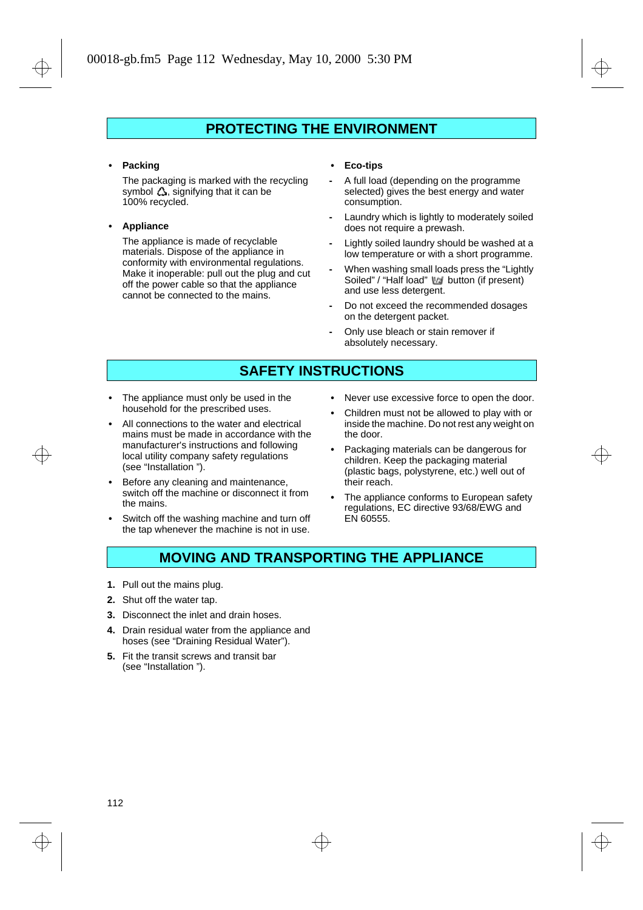## PROTECTING THE ENVIRONMENT

- **Packing**

  The packaging is marked with the recycling symbol ♲, signifying that it can be 100% recycled.

- **Appliance**

  The appliance is made of recyclable materials. Dispose of the appliance in conformity with environmental regulations. Make it inoperable: pull out the plug and cut off the power cable so that the appliance cannot be connected to the mains.

- **Eco-tips**

  - A full load (depending on the programme selected) gives the best energy and water consumption.
  - Laundry which is lightly to moderately soiled does not require a prewash.
  - Lightly soiled laundry should be washed at a low temperature or with a short programme.
  - When washing small loads press the “Lightly Soiled” / “Half load” button (if present) and use less detergent.
  - Do not exceed the recommended dosages on the detergent packet.
  - Only use bleach or stain remover if absolutely necessary.

## SAFETY INSTRUCTIONS

- The appliance must only be used in the household for the prescribed uses.
- All connections to the water and electrical mains must be made in accordance with the manufacturer's instructions and following local utility company safety regulations (see “Installation ”).
- Before any cleaning and maintenance, switch off the machine or disconnect it from the mains.
- Switch off the washing machine and turn off the tap whenever the machine is not in use.
- Never use excessive force to open the door.
- Children must not be allowed to play with or inside the machine. Do not rest any weight on the door.
- Packaging materials can be dangerous for children. Keep the packaging material (plastic bags, polystyrene, etc.) well out of their reach.
- The appliance conforms to European safety regulations, EC directive 93/68/EWG and EN 60555.

## MOVING AND TRANSPORTING THE APPLIANCE

1. Pull out the mains plug.
2. Shut off the water tap.
3. Disconnect the inlet and drain hoses.
4. Drain residual water from the appliance and hoses (see “Draining Residual Water”).
5. Fit the transit screws and transit bar (see “Installation ”).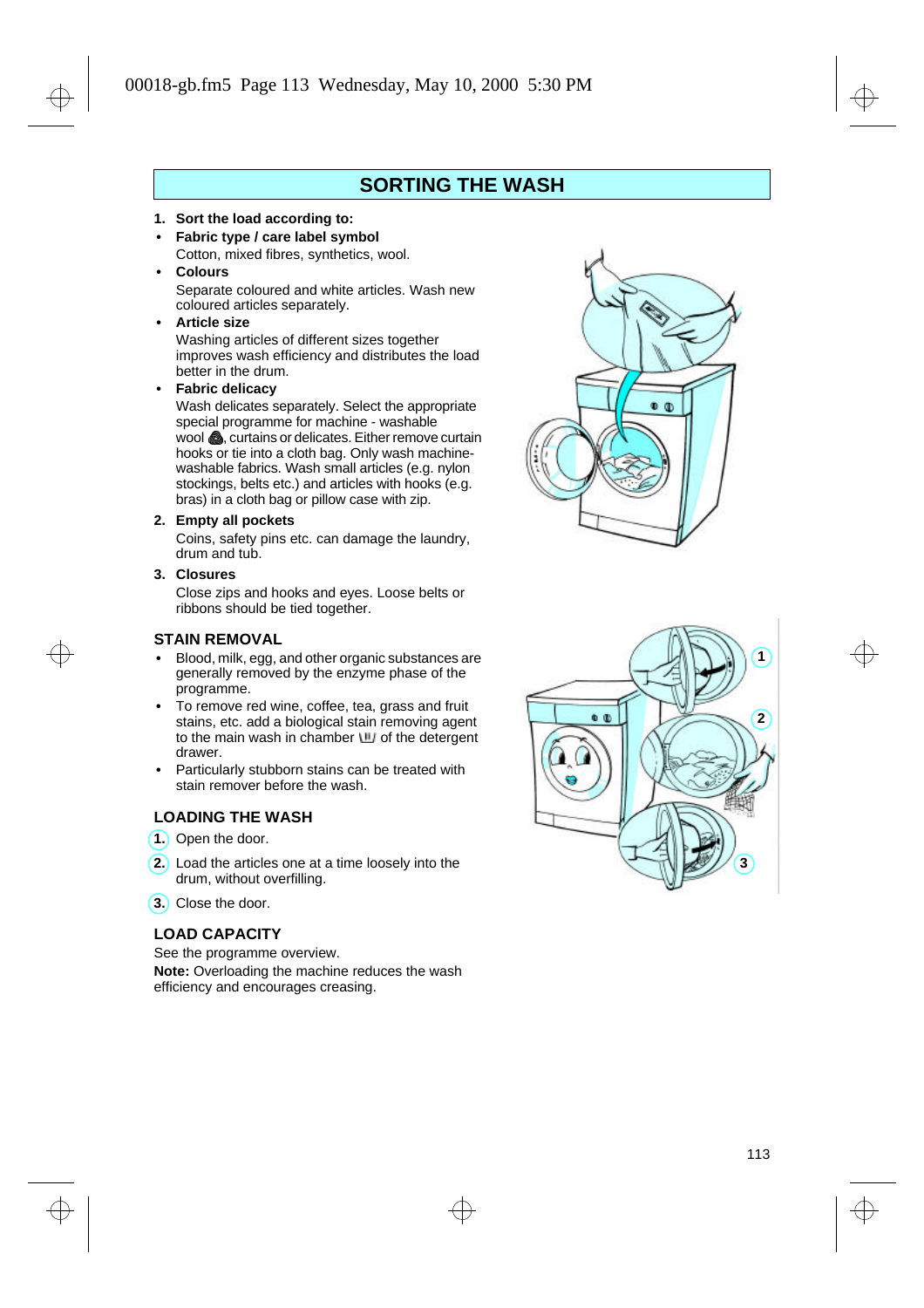# SORTING THE WASH

1. **Sort the load according to:**
   - **Fabric type / care label symbol**
     Cotton, mixed fibres, synthetics, wool.
   - **Colours**
     Separate coloured and white articles. Wash new coloured articles separately.
   - **Article size**
     Washing articles of different sizes together improves wash efficiency and distributes the load better in the drum.
   - **Fabric delicacy**
     Wash delicates separately. Select the appropriate special programme for machine - washable wool, curtains or delicates. Either remove curtain hooks or tie into a cloth bag. Only wash machine-washable fabrics. Wash small articles (e.g. nylon stockings, belts etc.) and articles with hooks (e.g. bras) in a cloth bag or pillow case with zip.
2. **Empty all pockets**
   Coins, safety pins etc. can damage the laundry, drum and tub.
3. **Closures**
   Close zips and hooks and eyes. Loose belts or ribbons should be tied together.

## STAIN REMOVAL

- Blood, milk, egg, and other organic substances are generally removed by the enzyme phase of the programme.
- To remove red wine, coffee, tea, grass and fruit stains, etc. add a biological stain removing agent to the main wash in chamber of the detergent drawer.
- Particularly stubborn stains can be treated with stain remover before the wash.

## LOADING THE WASH

1. Open the door.
2. Load the articles one at a time loosely into the drum, without overfilling.
3. Close the door.

## LOAD CAPACITY

See the programme overview.

**Note:** Overloading the machine reduces the wash efficiency and encourages creasing.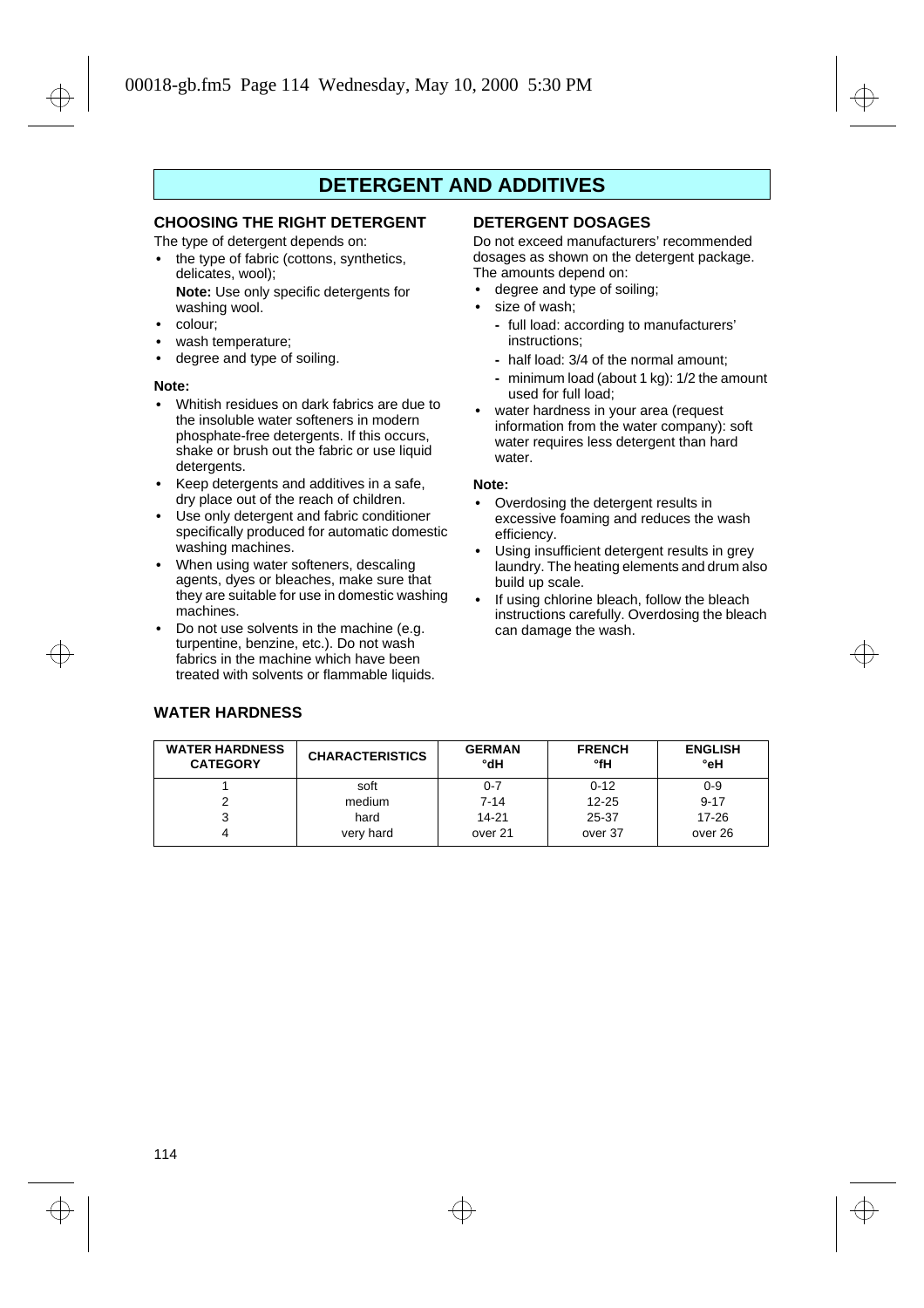# DETERGENT AND ADDITIVES

## CHOOSING THE RIGHT DETERGENT

The type of detergent depends on:

- the type of fabric (cottons, synthetics, delicates, wool);
  **Note:** Use only specific detergents for washing wool.
- colour;
- wash temperature;
- degree and type of soiling.

**Note:**

- Whitish residues on dark fabrics are due to the insoluble water softeners in modern phosphate-free detergents. If this occurs, shake or brush out the fabric or use liquid detergents.
- Keep detergents and additives in a safe, dry place out of the reach of children.
- Use only detergent and fabric conditioner specifically produced for automatic domestic washing machines.
- When using water softeners, descaling agents, dyes or bleaches, make sure that they are suitable for use in domestic washing machines.
- Do not use solvents in the machine (e.g. turpentine, benzine, etc.). Do not wash fabrics in the machine which have been treated with solvents or flammable liquids.

## DETERGENT DOSAGES

Do not exceed manufacturers' recommended dosages as shown on the detergent package. The amounts depend on:

- degree and type of soiling;
- size of wash;
  - full load: according to manufacturers' instructions;
  - half load: 3/4 of the normal amount;
  - minimum load (about 1 kg): 1/2 the amount used for full load;
- water hardness in your area (request information from the water company): soft water requires less detergent than hard water.

**Note:**

- Overdosing the detergent results in excessive foaming and reduces the wash efficiency.
- Using insufficient detergent results in grey laundry. The heating elements and drum also build up scale.
- If using chlorine bleach, follow the bleach instructions carefully. Overdosing the bleach can damage the wash.

## WATER HARDNESS

| WATER HARDNESS CATEGORY | CHARACTERISTICS | GERMAN °dH | FRENCH °fH | ENGLISH °eH |
|---|---|---|---|---|
| 1 | soft | 0-7 | 0-12 | 0-9 |
| 2 | medium | 7-14 | 12-25 | 9-17 |
| 3 | hard | 14-21 | 25-37 | 17-26 |
| 4 | very hard | over 21 | over 37 | over 26 |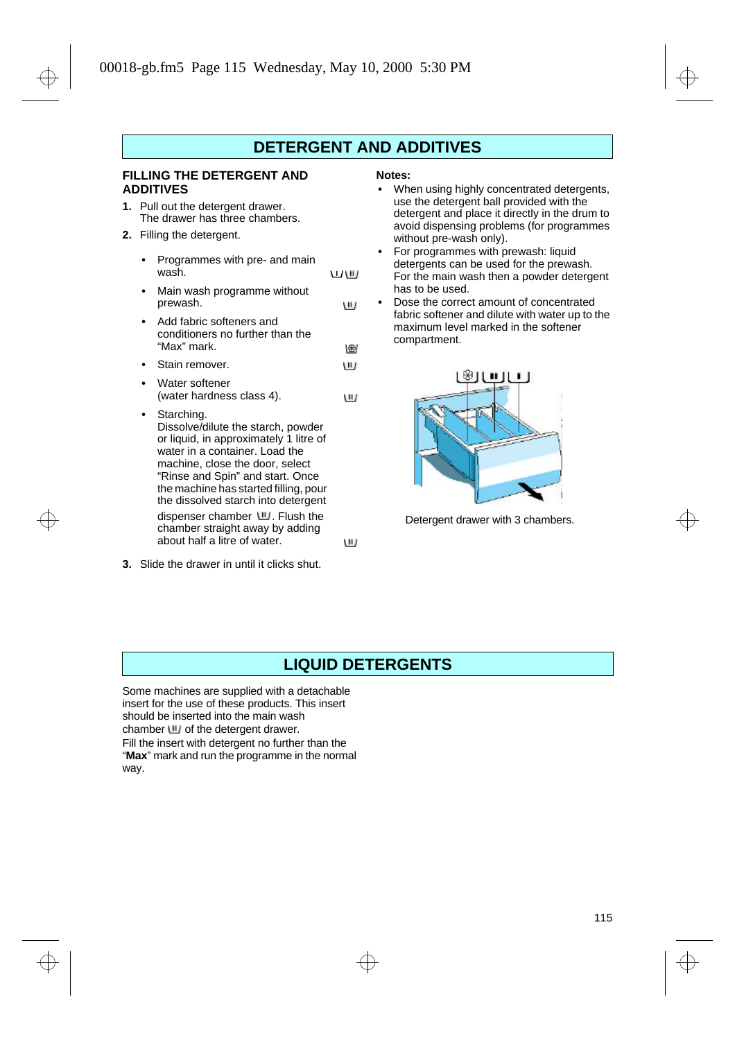# DETERGENT AND ADDITIVES

## FILLING THE DETERGENT AND ADDITIVES

1. Pull out the detergent drawer.
   The drawer has three chambers.
2. Filling the detergent.
   - Programmes with pre- and main wash. I/II
   - Main wash programme without prewash. II
   - Add fabric softeners and conditioners no further than the “Max” mark. ❀
   - Stain remover. II
   - Water softener (water hardness class 4). II
   - Starching.
     Dissolve/dilute the starch, powder or liquid, in approximately 1 litre of water in a container. Load the machine, close the door, select “Rinse and Spin” and start. Once the machine has started filling, pour the dissolved starch into detergent dispenser chamber II. Flush the chamber straight away by adding about half a litre of water. II
3. Slide the drawer in until it clicks shut.

**Notes:**

- When using highly concentrated detergents, use the detergent ball provided with the detergent and place it directly in the drum to avoid dispensing problems (for programmes without pre-wash only).
- For programmes with prewash: liquid detergents can be used for the prewash. For the main wash then a powder detergent has to be used.
- Dose the correct amount of concentrated fabric softener and dilute with water up to the maximum level marked in the softener compartment.

Detergent drawer with 3 chambers.

# LIQUID DETERGENTS

Some machines are supplied with a detachable insert for the use of these products. This insert should be inserted into the main wash chamber II of the detergent drawer.
Fill the insert with detergent no further than the “**Max**” mark and run the programme in the normal way.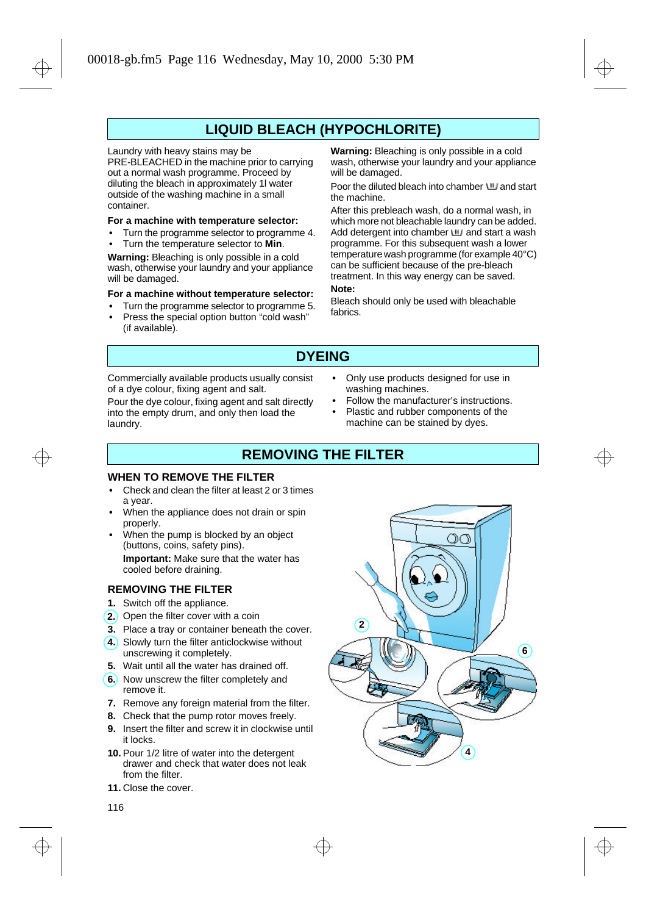# LIQUID BLEACH (HYPOCHLORITE)

Laundry with heavy stains may be PRE-BLEACHED in the machine prior to carrying out a normal wash programme. Proceed by diluting the bleach in approximately 1l water outside of the washing machine in a small container.

**For a machine with temperature selector:**

- Turn the programme selector to programme 4.
- Turn the temperature selector to **Min**.

**Warning:** Bleaching is only possible in a cold wash, otherwise your laundry and your appliance will be damaged.

**For a machine without temperature selector:**

- Turn the programme selector to programme 5.
- Press the special option button "cold wash" (if available).

**Warning:** Bleaching is only possible in a cold wash, otherwise your laundry and your appliance will be damaged.

Poor the diluted bleach into chamber and start the machine.

After this prebleach wash, do a normal wash, in which more not bleachable laundry can be added. Add detergent into chamber and start a wash programme. For this subsequent wash a lower temperature wash programme (for example 40°C) can be sufficient because of the pre-bleach treatment. In this way energy can be saved.

**Note:**

Bleach should only be used with bleachable fabrics.

# DYEING

Commercially available products usually consist of a dye colour, fixing agent and salt.

Pour the dye colour, fixing agent and salt directly into the empty drum, and only then load the laundry.

- Only use products designed for use in washing machines.
- Follow the manufacturer's instructions.
- Plastic and rubber components of the machine can be stained by dyes.

# REMOVING THE FILTER

## WHEN TO REMOVE THE FILTER

- Check and clean the filter at least 2 or 3 times a year.
- When the appliance does not drain or spin properly.
- When the pump is blocked by an object (buttons, coins, safety pins).

  **Important:** Make sure that the water has cooled before draining.

## REMOVING THE FILTER

1. Switch off the appliance.
2. Open the filter cover with a coin
3. Place a tray or container beneath the cover.
4. Slowly turn the filter anticlockwise without unscrewing it completely.
5. Wait until all the water has drained off.
6. Now unscrew the filter completely and remove it.
7. Remove any foreign material from the filter.
8. Check that the pump rotor moves freely.
9. Insert the filter and screw it in clockwise until it locks.
10. Pour 1/2 litre of water into the detergent drawer and check that water does not leak from the filter.
11. Close the cover.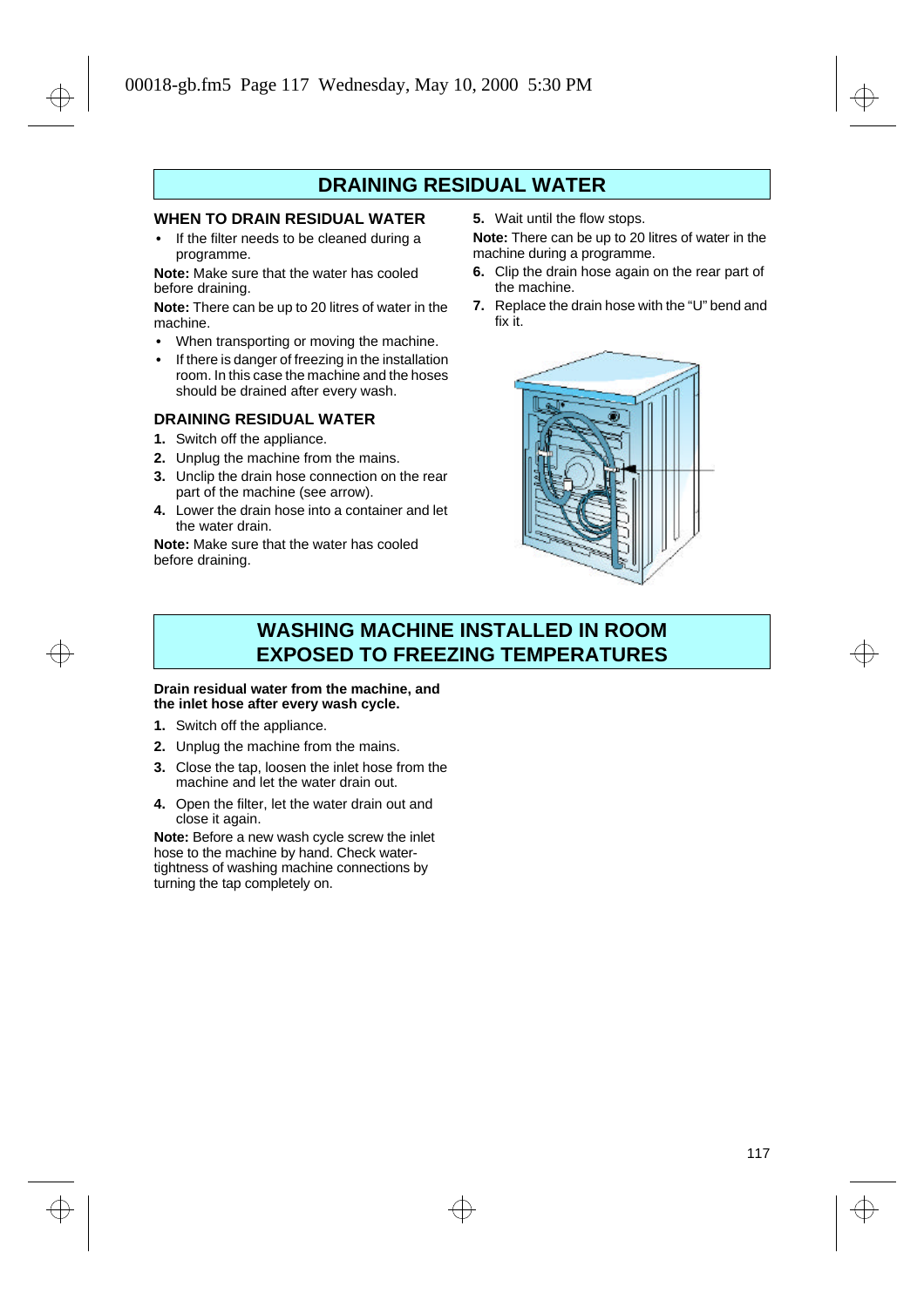# DRAINING RESIDUAL WATER

## WHEN TO DRAIN RESIDUAL WATER

- If the filter needs to be cleaned during a programme.

**Note:** Make sure that the water has cooled before draining.

**Note:** There can be up to 20 litres of water in the machine.

- When transporting or moving the machine.
- If there is danger of freezing in the installation room. In this case the machine and the hoses should be drained after every wash.

## DRAINING RESIDUAL WATER

1. Switch off the appliance.
2. Unplug the machine from the mains.
3. Unclip the drain hose connection on the rear part of the machine (see arrow).
4. Lower the drain hose into a container and let the water drain.

**Note:** Make sure that the water has cooled before draining.

5. Wait until the flow stops.

**Note:** There can be up to 20 litres of water in the machine during a programme.

6. Clip the drain hose again on the rear part of the machine.
7. Replace the drain hose with the "U" bend and fix it.

# WASHING MACHINE INSTALLED IN ROOM EXPOSED TO FREEZING TEMPERATURES

**Drain residual water from the machine, and the inlet hose after every wash cycle.**

1. Switch off the appliance.
2. Unplug the machine from the mains.
3. Close the tap, loosen the inlet hose from the machine and let the water drain out.
4. Open the filter, let the water drain out and close it again.

**Note:** Before a new wash cycle screw the inlet hose to the machine by hand. Check water-tightness of washing machine connections by turning the tap completely on.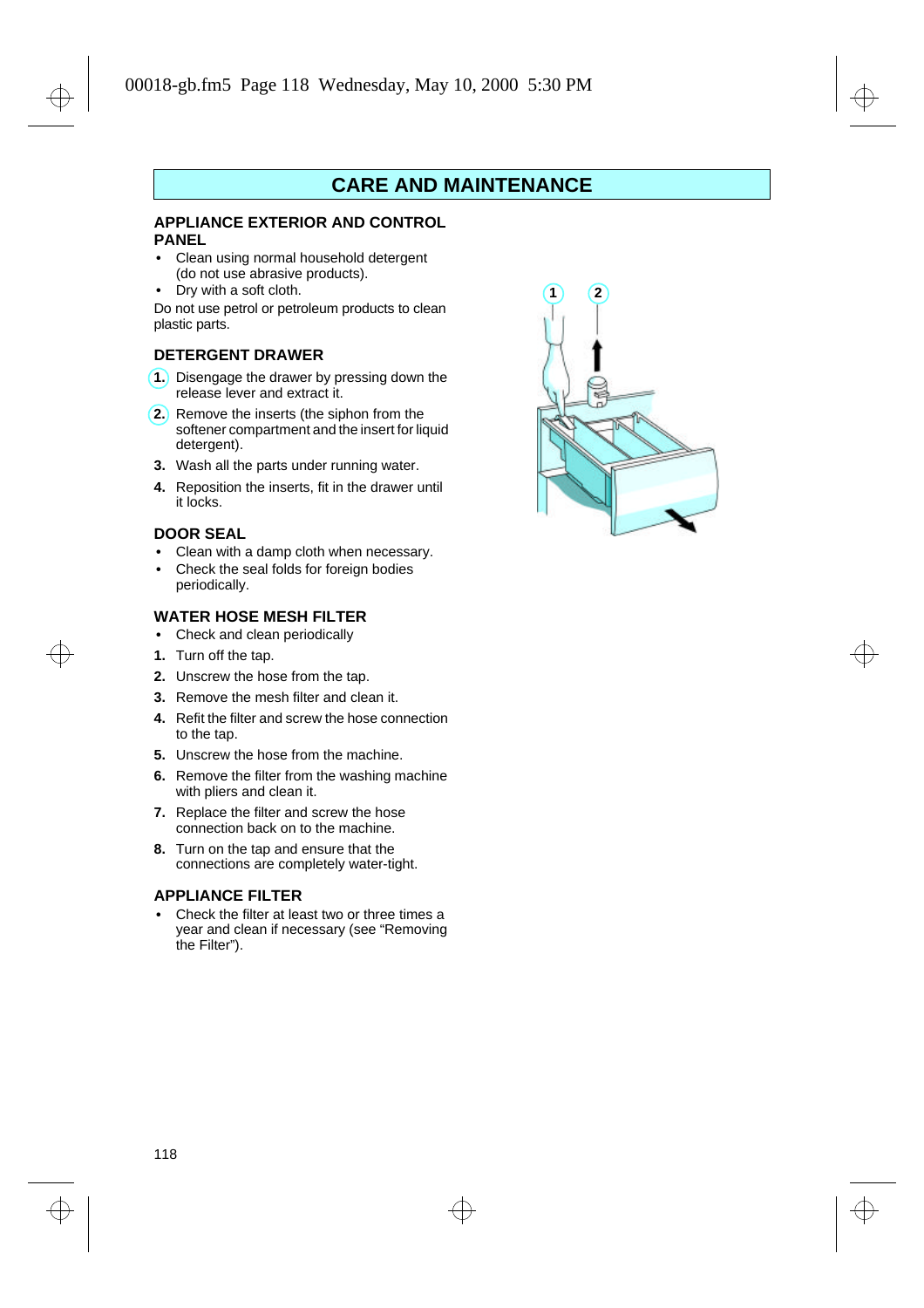# CARE AND MAINTENANCE

## APPLIANCE EXTERIOR AND CONTROL PANEL

- Clean using normal household detergent (do not use abrasive products).
- Dry with a soft cloth.

Do not use petrol or petroleum products to clean plastic parts.

## DETERGENT DRAWER

1. Disengage the drawer by pressing down the release lever and extract it.
2. Remove the inserts (the siphon from the softener compartment and the insert for liquid detergent).
3. Wash all the parts under running water.
4. Reposition the inserts, fit in the drawer until it locks.

## DOOR SEAL

- Clean with a damp cloth when necessary.
- Check the seal folds for foreign bodies periodically.

## WATER HOSE MESH FILTER

- Check and clean periodically

1. Turn off the tap.
2. Unscrew the hose from the tap.
3. Remove the mesh filter and clean it.
4. Refit the filter and screw the hose connection to the tap.
5. Unscrew the hose from the machine.
6. Remove the filter from the washing machine with pliers and clean it.
7. Replace the filter and screw the hose connection back on to the machine.
8. Turn on the tap and ensure that the connections are completely water-tight.

## APPLIANCE FILTER

- Check the filter at least two or three times a year and clean if necessary (see “Removing the Filter”).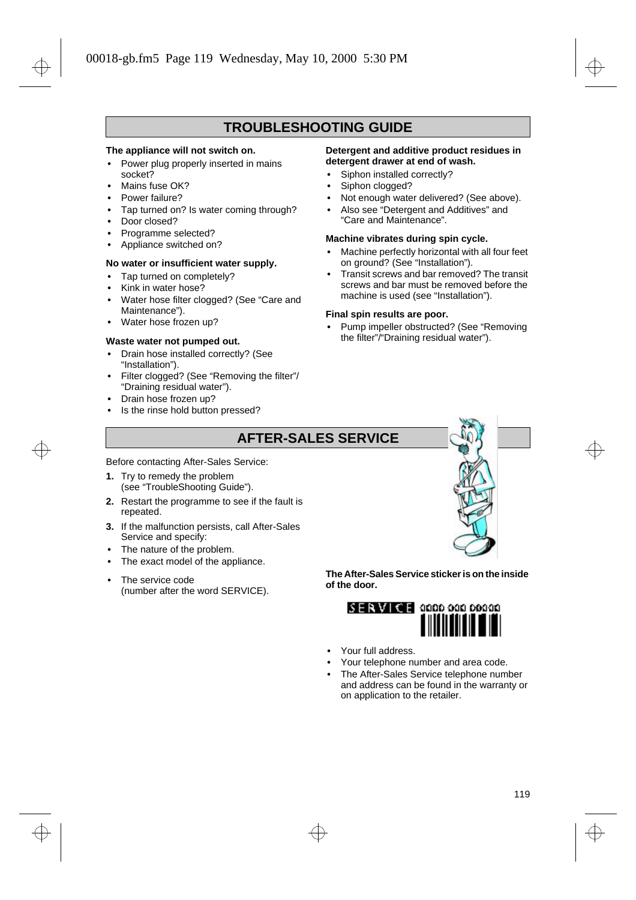## TROUBLESHOOTING GUIDE

**The appliance will not switch on.**

- Power plug properly inserted in mains socket?
- Mains fuse OK?
- Power failure?
- Tap turned on? Is water coming through?
- Door closed?
- Programme selected?
- Appliance switched on?

**No water or insufficient water supply.**

- Tap turned on completely?
- Kink in water hose?
- Water hose filter clogged? (See "Care and Maintenance").
- Water hose frozen up?

**Waste water not pumped out.**

- Drain hose installed correctly? (See "Installation").
- Filter clogged? (See "Removing the filter"/ "Draining residual water").
- Drain hose frozen up?
- Is the rinse hold button pressed?

**Detergent and additive product residues in detergent drawer at end of wash.**

- Siphon installed correctly?
- Siphon clogged?
- Not enough water delivered? (See above).
- Also see "Detergent and Additives" and "Care and Maintenance".

**Machine vibrates during spin cycle.**

- Machine perfectly horizontal with all four feet on ground? (See "Installation").
- Transit screws and bar removed? The transit screws and bar must be removed before the machine is used (see "Installation").

**Final spin results are poor.**

- Pump impeller obstructed? (See "Removing the filter"/"Draining residual water").

## AFTER-SALES SERVICE

Before contacting After-Sales Service:

1. Try to remedy the problem (see "TroubleShooting Guide").
2. Restart the programme to see if the fault is repeated.
3. If the malfunction persists, call After-Sales Service and specify:

- The nature of the problem.
- The exact model of the appliance.
- The service code (number after the word SERVICE).

**The After-Sales Service sticker is on the inside of the door.**

SERVICE 0000 000 00000

- Your full address.
- Your telephone number and area code.
- The After-Sales Service telephone number and address can be found in the warranty or on application to the retailer.